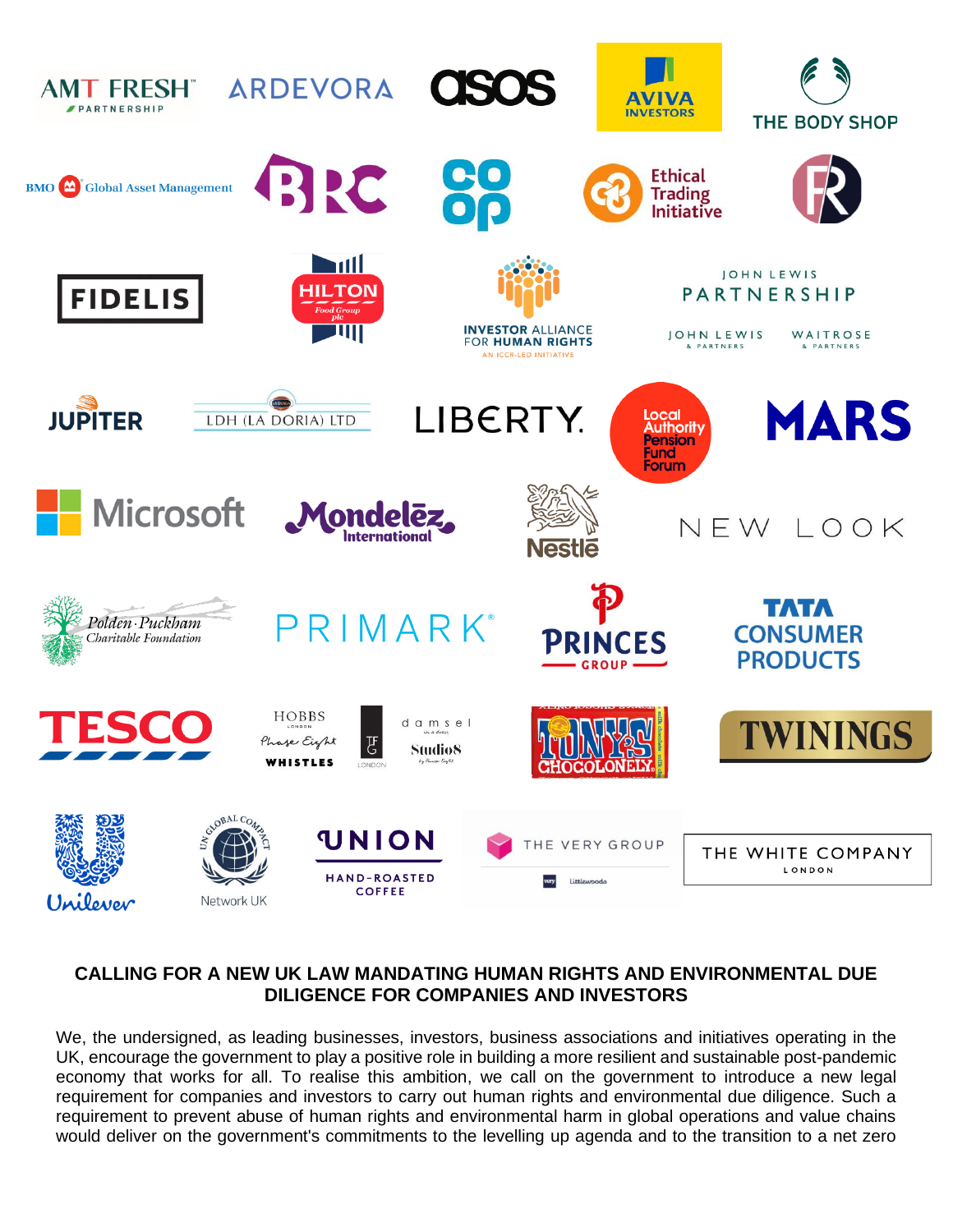AMT FRESH PARTNERSHIP ARDEVORA asos AVIVA INVESTORS THE BODY SHOP

BMO Global Asset Management BRC co op Ethical Trading Initiative

FIDELIS HILTON Food Group plc INVESTOR ALLIANCE FOR HUMAN RIGHTS AN ICCR-LED INITIATIVE JOHN LEWIS PARTNERSHIP JOHN LEWIS & PARTNERS WAITROSE & PARTNERS

JUPITER LDH (LA DORIA) LTD LIBERTY. Local Authority Pension Fund Forum MARS

Microsoft Mondelēz International Nestlé NEW LOOK

Polden-Puckham Charitable Foundation PRIMARK PRINCES GROUP TATA CONSUMER PRODUCTS

TESCO HOBBS LONDON Phase Eight WHISTLES damsel in a dress Studio 8 TONY'S CHOCOLONELY TWININGS

Unilever UN Global Compact Network UK UNION HAND-ROASTED COFFEE THE VERY GROUP THE WHITE COMPANY LONDON

**CALLING FOR A NEW UK LAW MANDATING HUMAN RIGHTS AND ENVIRONMENTAL DUE DILIGENCE FOR COMPANIES AND INVESTORS**

We, the undersigned, as leading businesses, investors, business associations and initiatives operating in the UK, encourage the government to play a positive role in building a more resilient and sustainable post-pandemic economy that works for all. To realise this ambition, we call on the government to introduce a new legal requirement for companies and investors to carry out human rights and environmental due diligence. Such a requirement to prevent abuse of human rights and environmental harm in global operations and value chains would deliver on the government's commitments to the levelling up agenda and to the transition to a net zero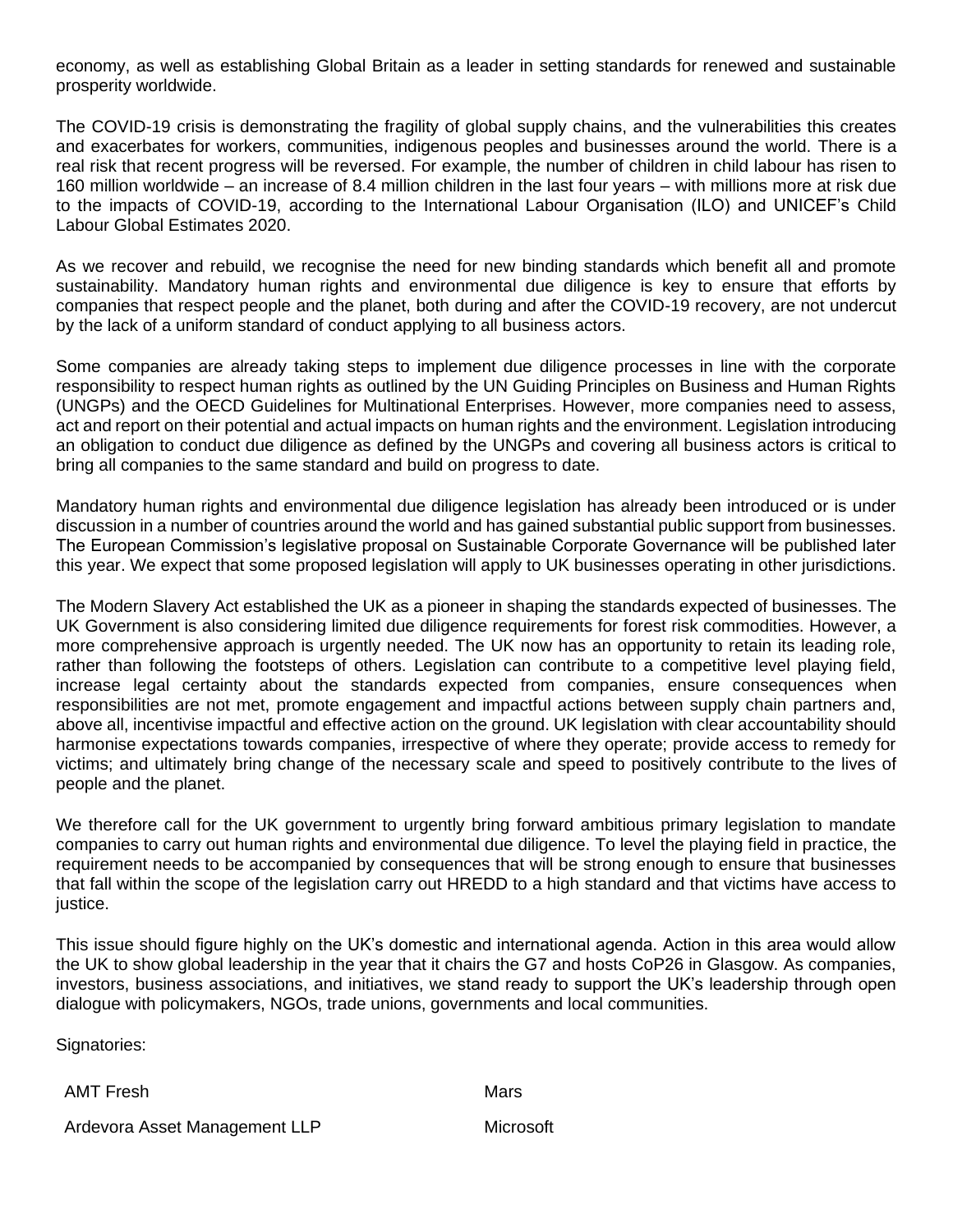economy, as well as establishing Global Britain as a leader in setting standards for renewed and sustainable prosperity worldwide.

The COVID-19 crisis is demonstrating the fragility of global supply chains, and the vulnerabilities this creates and exacerbates for workers, communities, indigenous peoples and businesses around the world. There is a real risk that recent progress will be reversed. For example, the number of children in child labour has risen to 160 million worldwide – an increase of 8.4 million children in the last four years – with millions more at risk due to the impacts of COVID-19, according to the International Labour Organisation (ILO) and UNICEF's Child Labour Global Estimates 2020.

As we recover and rebuild, we recognise the need for new binding standards which benefit all and promote sustainability. Mandatory human rights and environmental due diligence is key to ensure that efforts by companies that respect people and the planet, both during and after the COVID-19 recovery, are not undercut by the lack of a uniform standard of conduct applying to all business actors.

Some companies are already taking steps to implement due diligence processes in line with the corporate responsibility to respect human rights as outlined by the UN Guiding Principles on Business and Human Rights (UNGPs) and the OECD Guidelines for Multinational Enterprises. However, more companies need to assess, act and report on their potential and actual impacts on human rights and the environment. Legislation introducing an obligation to conduct due diligence as defined by the UNGPs and covering all business actors is critical to bring all companies to the same standard and build on progress to date.

Mandatory human rights and environmental due diligence legislation has already been introduced or is under discussion in a number of countries around the world and has gained substantial public support from businesses. The European Commission's legislative proposal on Sustainable Corporate Governance will be published later this year. We expect that some proposed legislation will apply to UK businesses operating in other jurisdictions.

The Modern Slavery Act established the UK as a pioneer in shaping the standards expected of businesses. The UK Government is also considering limited due diligence requirements for forest risk commodities. However, a more comprehensive approach is urgently needed. The UK now has an opportunity to retain its leading role, rather than following the footsteps of others. Legislation can contribute to a competitive level playing field, increase legal certainty about the standards expected from companies, ensure consequences when responsibilities are not met, promote engagement and impactful actions between supply chain partners and, above all, incentivise impactful and effective action on the ground. UK legislation with clear accountability should harmonise expectations towards companies, irrespective of where they operate; provide access to remedy for victims; and ultimately bring change of the necessary scale and speed to positively contribute to the lives of people and the planet.

We therefore call for the UK government to urgently bring forward ambitious primary legislation to mandate companies to carry out human rights and environmental due diligence. To level the playing field in practice, the requirement needs to be accompanied by consequences that will be strong enough to ensure that businesses that fall within the scope of the legislation carry out HREDD to a high standard and that victims have access to justice.

This issue should figure highly on the UK's domestic and international agenda. Action in this area would allow the UK to show global leadership in the year that it chairs the G7 and hosts CoP26 in Glasgow. As companies, investors, business associations, and initiatives, we stand ready to support the UK's leadership through open dialogue with policymakers, NGOs, trade unions, governments and local communities.

Signatories:

| | |
|---|---|
| AMT Fresh | Mars |
| Ardevora Asset Management LLP | Microsoft |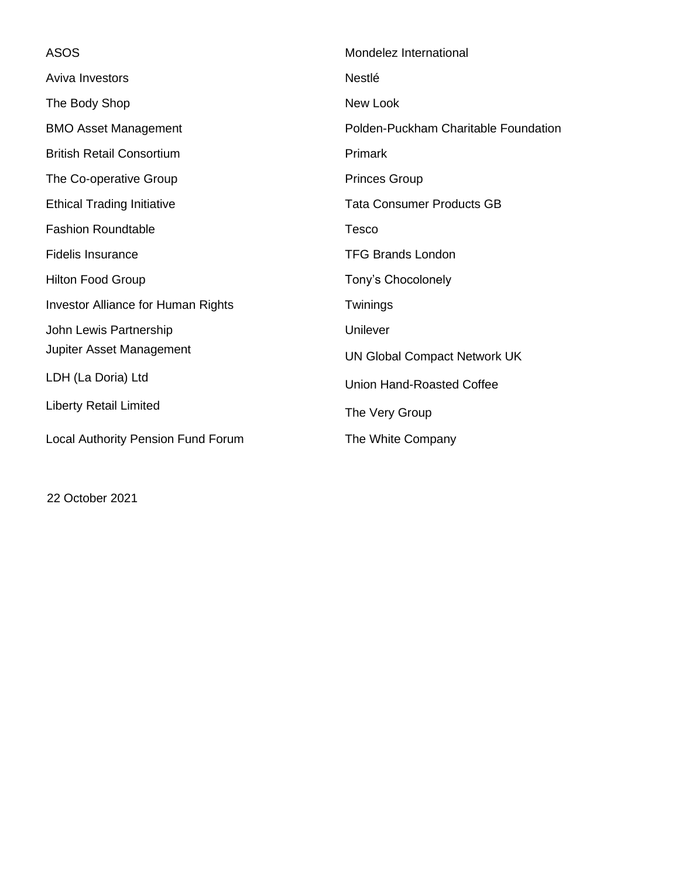ASOS

Aviva Investors

The Body Shop

BMO Asset Management

British Retail Consortium

The Co-operative Group

Ethical Trading Initiative

Fashion Roundtable

Fidelis Insurance

Hilton Food Group

Investor Alliance for Human Rights

John Lewis Partnership

Jupiter Asset Management

LDH (La Doria) Ltd

Liberty Retail Limited

Local Authority Pension Fund Forum

Mondelez International

Nestlé

New Look

Polden-Puckham Charitable Foundation

Primark

Princes Group

Tata Consumer Products GB

Tesco

TFG Brands London

Tony's Chocolonely

Twinings

Unilever

UN Global Compact Network UK

Union Hand-Roasted Coffee

The Very Group

The White Company

22 October 2021